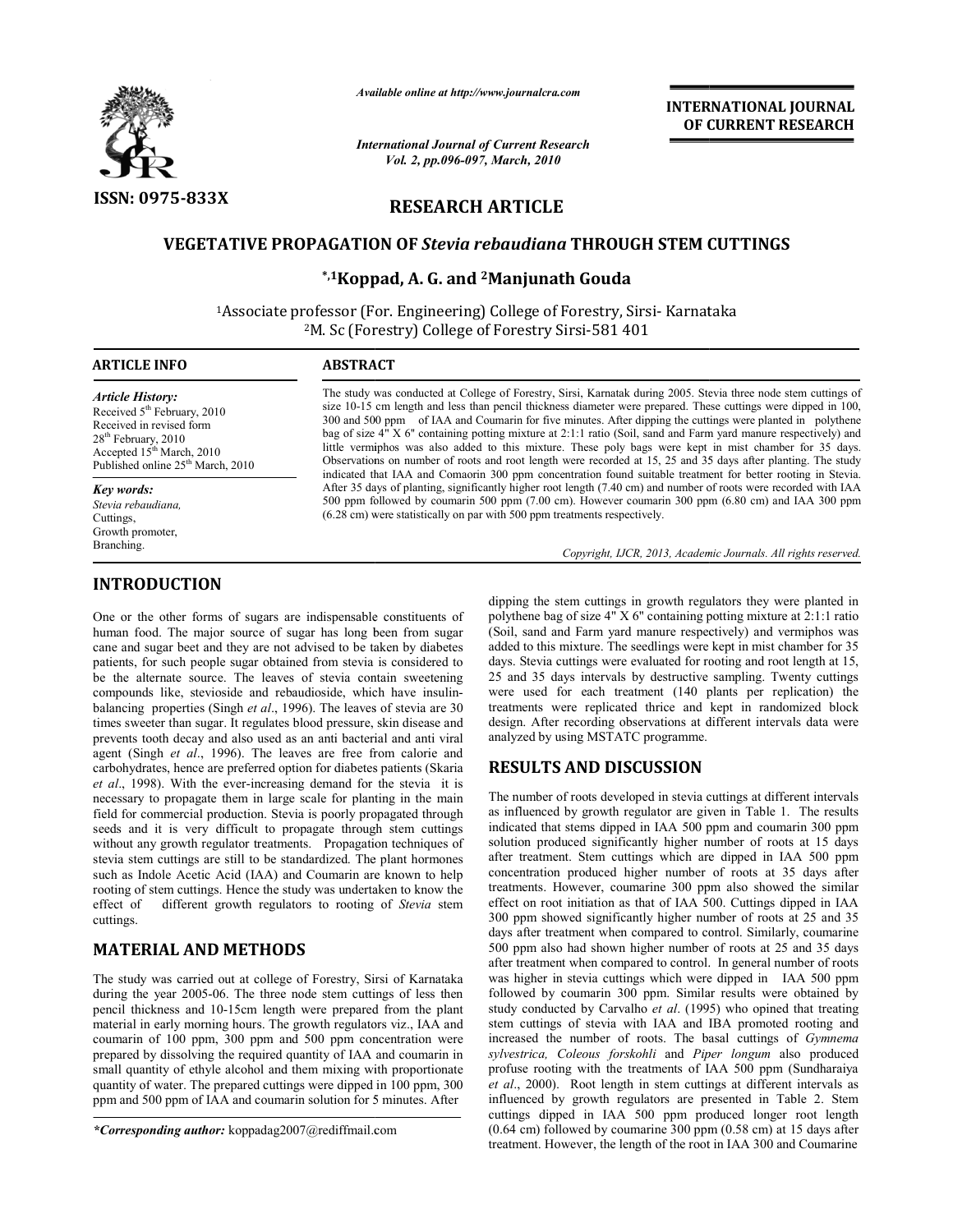ISSN: 0975-833X

*Available online at http://www.journalcra.com*

*International Journal of Current Research*
*Vol. 2, pp.096-097, March, 2010*

**INTERNATIONAL JOURNAL OF CURRENT RESEARCH**

## RESEARCH ARTICLE

# VEGETATIVE PROPAGATION OF *Stevia rebaudiana* THROUGH STEM CUTTINGS

**\*,[1]Koppad, A. G. and [2]Manjunath Gouda**

[1]Associate professor (For. Engineering) College of Forestry, Sirsi- Karnataka
[2]M. Sc (Forestry) College of Forestry Sirsi-581 401

**ARTICLE INFO**

*Article History:*
Received 5th February, 2010
Received in revised form
28th February, 2010
Accepted 15th March, 2010
Published online 25th March, 2010

*Key words:*
*Stevia rebaudiana,*
Cuttings,
Growth promoter,
Branching.

**ABSTRACT**

The study was conducted at College of Forestry, Sirsi, Karnatak during 2005. Stevia three node stem cuttings of size 10-15 cm length and less than pencil thickness diameter were prepared. These cuttings were dipped in 100, 300 and 500 ppm of IAA and Coumarin for five minutes. After dipping the cuttings were planted in polythene bag of size 4" X 6" containing potting mixture at 2:1:1 ratio (Soil, sand and Farm yard manure respectively) and little vermiphos was also added to this mixture. These poly bags were kept in mist chamber for 35 days. Observations on number of roots and root length were recorded at 15, 25 and 35 days after planting. The study indicated that IAA and Comaorin 300 ppm concentration found suitable treatment for better rooting in Stevia. After 35 days of planting, significantly higher root length (7.40 cm) and number of roots were recorded with IAA 500 ppm followed by coumarin 500 ppm (7.00 cm). However coumarin 300 ppm (6.80 cm) and IAA 300 ppm (6.28 cm) were statistically on par with 500 ppm treatments respectively.

*Copyright, IJCR, 2013, Academic Journals. All rights reserved.*

## INTRODUCTION

One or the other forms of sugars are indispensable constituents of human food. The major source of sugar has long been from sugar cane and sugar beet and they are not advised to be taken by diabetes patients, for such people sugar obtained from stevia is considered to be the alternate source. The leaves of stevia contain sweetening compounds like, stevioside and rebaudioside, which have insulin-balancing properties (Singh *et al*., 1996). The leaves of stevia are 30 times sweeter than sugar. It regulates blood pressure, skin disease and prevents tooth decay and also used as an anti bacterial and anti viral agent (Singh *et al*., 1996). The leaves are free from calorie and carbohydrates, hence are preferred option for diabetes patients (Skaria *et al*., 1998). With the ever-increasing demand for the stevia it is necessary to propagate them in large scale for planting in the main field for commercial production. Stevia is poorly propagated through seeds and it is very difficult to propagate through stem cuttings without any growth regulator treatments. Propagation techniques of stevia stem cuttings are still to be standardized. The plant hormones such as Indole Acetic Acid (IAA) and Coumarin are known to help rooting of stem cuttings. Hence the study was undertaken to know the effect of different growth regulators to rooting of *Stevia* stem cuttings.

## MATERIAL AND METHODS

The study was carried out at college of Forestry, Sirsi of Karnataka during the year 2005-06. The three node stem cuttings of less then pencil thickness and 10-15cm length were prepared from the plant material in early morning hours. The growth regulators viz., IAA and coumarin of 100 ppm, 300 ppm and 500 ppm concentration were prepared by dissolving the required quantity of IAA and coumarin in small quantity of ethyle alcohol and them mixing with proportionate quantity of water. The prepared cuttings were dipped in 100 ppm, 300 ppm and 500 ppm of IAA and coumarin solution for 5 minutes. After dipping the stem cuttings in growth regulators they were planted in polythene bag of size 4" X 6" containing potting mixture at 2:1:1 ratio (Soil, sand and Farm yard manure respectively) and vermiphos was added to this mixture. The seedlings were kept in mist chamber for 35 days. Stevia cuttings were evaluated for rooting and root length at 15, 25 and 35 days intervals by destructive sampling. Twenty cuttings were used for each treatment (140 plants per replication) the treatments were replicated thrice and kept in randomized block design. After recording observations at different intervals data were analyzed by using MSTATC programme.

## RESULTS AND DISCUSSION

The number of roots developed in stevia cuttings at different intervals as influenced by growth regulator are given in Table 1. The results indicated that stems dipped in IAA 500 ppm and coumarin 300 ppm solution produced significantly higher number of roots at 15 days after treatment. Stem cuttings which are dipped in IAA 500 ppm concentration produced higher number of roots at 35 days after treatments. However, coumarine 300 ppm also showed the similar effect on root initiation as that of IAA 500. Cuttings dipped in IAA 300 ppm showed significantly higher number of roots at 25 and 35 days after treatment when compared to control. Similarly, coumarine 500 ppm also had shown higher number of roots at 25 and 35 days after treatment when compared to control. In general number of roots was higher in stevia cuttings which were dipped in IAA 500 ppm followed by coumarin 300 ppm. Similar results were obtained by study conducted by Carvalho *et al*. (1995) who opined that treating stem cuttings of stevia with IAA and IBA promoted rooting and increased the number of roots. The basal cuttings of *Gymnema sylvestrica, Coleous forskohli* and *Piper longum* also produced profuse rooting with the treatments of IAA 500 ppm (Sundharaiya *et al*., 2000). Root length in stem cuttings at different intervals as influenced by growth regulators are presented in Table 2. Stem cuttings dipped in IAA 500 ppm produced longer root length (0.64 cm) followed by coumarine 300 ppm (0.58 cm) at 15 days after treatment. However, the length of the root in IAA 300 and Coumarine

*\*Corresponding author:* koppadag2007@rediffmail.com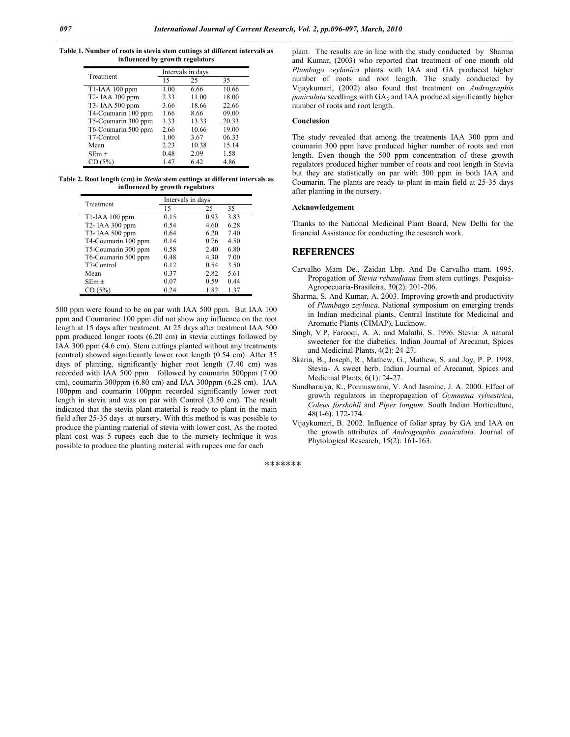**Table 1. Number of roots in stevia stem cuttings at different intervals as influenced by growth regulators**

| Treatment | Intervals in days | | |
|---|---|---|---|
| | 15 | 25 | 35 |
| T1-IAA 100 ppm | 1.00 | 6.66 | 10.66 |
| T2- IAA 300 ppm | 2.33 | 11.00 | 18.00 |
| T3- IAA 500 ppm | 3.66 | 18.66 | 22.66 |
| T4-Coumarin 100 ppm | 1.66 | 8.66 | 09.00 |
| T5-Coumarin 300 ppm | 3.33 | 13.33 | 20.33 |
| T6-Coumarin 500 ppm | 2.66 | 10.66 | 19.00 |
| T7-Control | 1.00 | 3.67 | 06.33 |
| Mean | 2.23 | 10.38 | 15.14 |
| SEm ± | 0.48 | 2.09 | 1.58 |
| CD (5%) | 1.47 | 6.42 | 4.86 |

**Table 2. Root length (cm) in *Stevia* stem cuttings at different intervals as influenced by growth regulators**

| Treatment | Intervals in days | | |
|---|---|---|---|
| | 15 | 25 | 35 |
| T1-IAA 100 ppm | 0.15 | 0.93 | 3.83 |
| T2- IAA 300 ppm | 0.54 | 4.60 | 6.28 |
| T3- IAA 500 ppm | 0.64 | 6.20 | 7.40 |
| T4-Coumarin 100 ppm | 0.14 | 0.76 | 4.50 |
| T5-Coumarin 300 ppm | 0.58 | 2.40 | 6.80 |
| T6-Coumarin 500 ppm | 0.48 | 4.30 | 7.00 |
| T7-Control | 0.12 | 0.54 | 3.50 |
| Mean | 0.37 | 2.82 | 5.61 |
| SEm ± | 0.07 | 0.59 | 0.44 |
| CD (5%) | 0.24 | 1.82 | 1.37 |

500 ppm were found to be on par with IAA 500 ppm. But IAA 100 ppm and Coumarine 100 ppm did not show any influence on the root length at 15 days after treatment. At 25 days after treatment IAA 500 ppm produced longer roots (6.20 cm) in stevia cuttings followed by IAA 300 ppm (4.6 cm). Stem cuttings planted without any treatments (control) showed significantly lower root length (0.54 cm). After 35 days of planting, significantly higher root length (7.40 cm) was recorded with IAA 500 ppm followed by coumarin 500ppm (7.00 cm), coumarin 300ppm (6.80 cm) and IAA 300ppm (6.28 cm). IAA 100ppm and coumarin 100ppm recorded significantly lower root length in stevia and was on par with Control (3.50 cm). The result indicated that the stevia plant material is ready to plant in the main field after 25-35 days at nursery. With this method is was possible to produce the planting material of stevia with lower cost. As the rooted plant cost was 5 rupees each due to the nursety technique it was possible to produce the planting material with rupees one for each plant. The results are in line with the study conducted by Sharma and Kumar, (2003) who reported that treatment of one month old *Plumbago zeylanica* plants with IAA and GA produced higher number of roots and root length. The study conducted by Vijaykumari, (2002) also found that treatment on *Andrographis paniculata* seedlings with $GA_3$ and IAA produced significantly higher number of roots and root length.

### Conclusion

The study revealed that among the treatments IAA 300 ppm and coumarin 300 ppm have produced higher number of roots and root length. Even though the 500 ppm concentration of these growth regulators produced higher number of roots and root length in Stevia but they are statistically on par with 300 ppm in both IAA and Coumarin. The plants are ready to plant in main field at 25-35 days after planting in the nursery.

### Acknowledgement

Thanks to the National Medicinal Plant Board, New Delhi for the financial Assistance for conducting the research work.

## REFERENCES

Carvalho Mam De., Zaidan Lbp. And De Carvalho mam. 1995. Propagation of *Stevia rebaudiana* from stem cuttings. Pesquisa-Agropecuaria-Brasileira, 30(2): 201-206.

Sharma, S. And Kumar, A. 2003. Improving growth and productivity of *Plumbago zeylnica.* National symposium on emerging trends in Indian medicinal plants, Central Institute for Medicinal and Aromatic Plants (CIMAP), Lucknow.

Singh, V.P, Farooqi, A. A. and Malathi, S. 1996. Stevia: A natural sweetener for the diabetics. Indian Journal of Arecanut, Spices and Medicinal Plants, 4(2): 24-27.

Skaria, B., Joseph, R., Mathew, G., Mathew, S. and Joy, P. P. 1998. Stevia- A sweet herb. Indian Journal of Arecanut, Spices and Medicinal Plants, 6(1): 24-27.

Sundharaiya, K., Ponnuswami, V. And Jasmine, J. A. 2000. Effect of growth regulators in thepropagation of *Gymnema sylvestrica*, *Coleus forskohli* and *Piper longum*. South Indian Horticulture, 48(1-6): 172-174.

Vijaykumari, B. 2002. Influence of foliar spray by GA and IAA on the growth attributes of *Andrographis paniculata.* Journal of Phytological Research, 15(2): 161-163.

\*\*\*\*\*\*\*